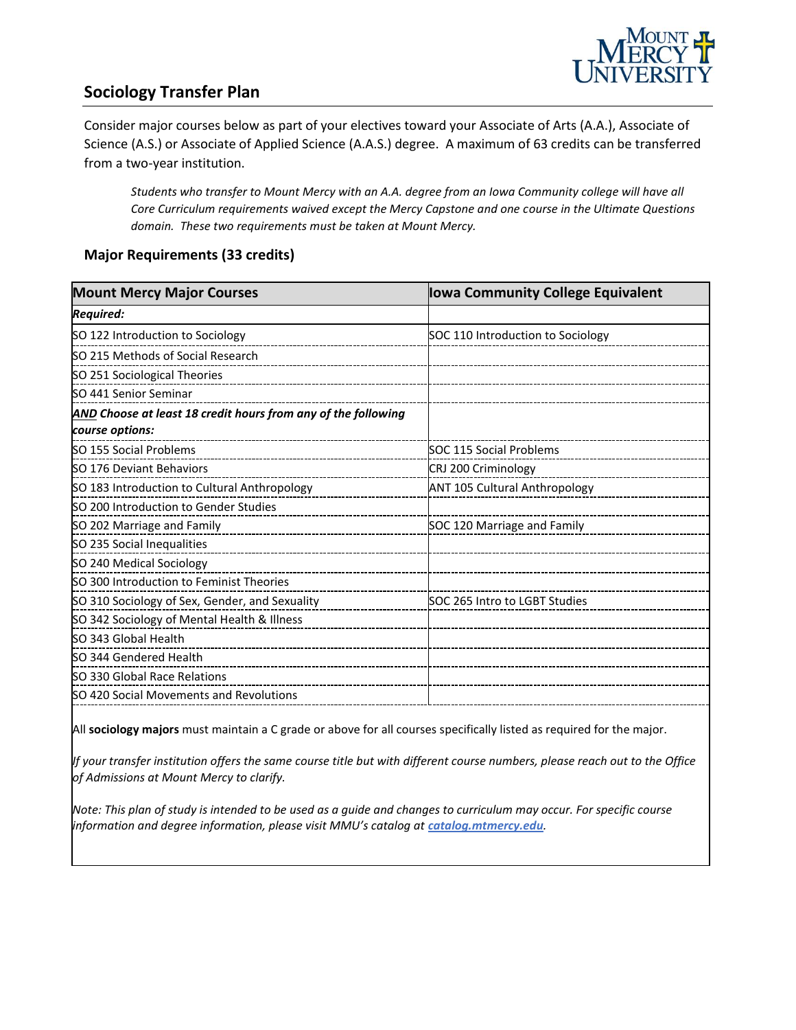## Sociology Transfer Plan

Consider major courses below as part of your electives toward your Associate of Arts (A.A.), Associate of Science (A.S.) or Associate of Applied Science (A.A.S.) degree. A maximum of 63 credits can be transferred from a two-year institution.

> *Students who transfer to Mount Mercy with an A.A. degree from an Iowa Community college will have all Core Curriculum requirements waived except the Mercy Capstone and one course in the Ultimate Questions domain. These two requirements must be taken at Mount Mercy.*

### Major Requirements (33 credits)

| Mount Mercy Major Courses | Iowa Community College Equivalent |
|---|---|
| ***Required:*** | |
| SO 122 Introduction to Sociology | SOC 110 Introduction to Sociology |
| SO 215 Methods of Social Research | |
| SO 251 Sociological Theories | |
| SO 441 Senior Seminar | |
| ***AND Choose at least 18 credit hours from any of the following course options:*** | |
| SO 155 Social Problems | SOC 115 Social Problems |
| SO 176 Deviant Behaviors | CRJ 200 Criminology |
| SO 183 Introduction to Cultural Anthropology | ANT 105 Cultural Anthropology |
| SO 200 Introduction to Gender Studies | |
| SO 202 Marriage and Family | SOC 120 Marriage and Family |
| SO 235 Social Inequalities | |
| SO 240 Medical Sociology | |
| SO 300 Introduction to Feminist Theories | |
| SO 310 Sociology of Sex, Gender, and Sexuality | SOC 265 Intro to LGBT Studies |
| SO 342 Sociology of Mental Health & Illness | |
| SO 343 Global Health | |
| SO 344 Gendered Health | |
| SO 330 Global Race Relations | |
| SO 420 Social Movements and Revolutions | |

All **sociology majors** must maintain a C grade or above for all courses specifically listed as required for the major.

*If your transfer institution offers the same course title but with different course numbers, please reach out to the Office of Admissions at Mount Mercy to clarify.*

*Note: This plan of study is intended to be used as a guide and changes to curriculum may occur. For specific course information and degree information, please visit MMU's catalog at **catalog.mtmercy.edu**.*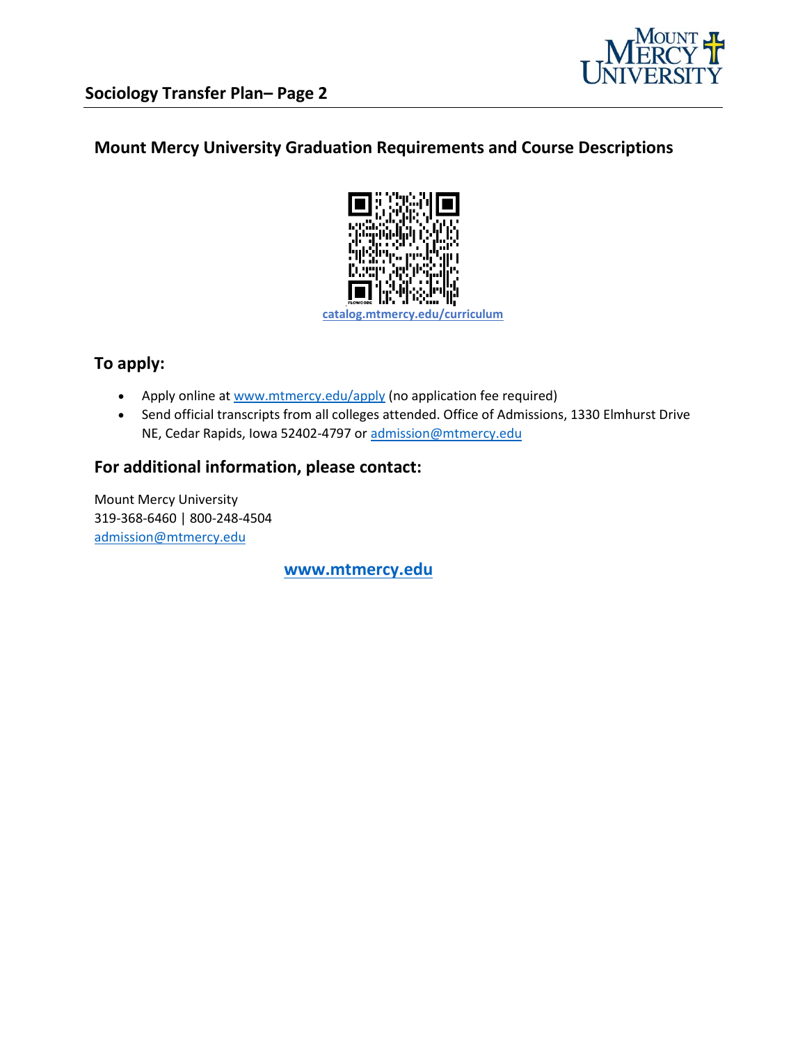## Mount Mercy University Graduation Requirements and Course Descriptions

catalog.mtmercy.edu/curriculum

## To apply:

- Apply online at www.mtmercy.edu/apply (no application fee required)
- Send official transcripts from all colleges attended. Office of Admissions, 1330 Elmhurst Drive NE, Cedar Rapids, Iowa 52402-4797 or admission@mtmercy.edu

## For additional information, please contact:

Mount Mercy University
319-368-6460 | 800-248-4504
admission@mtmercy.edu

**www.mtmercy.edu**